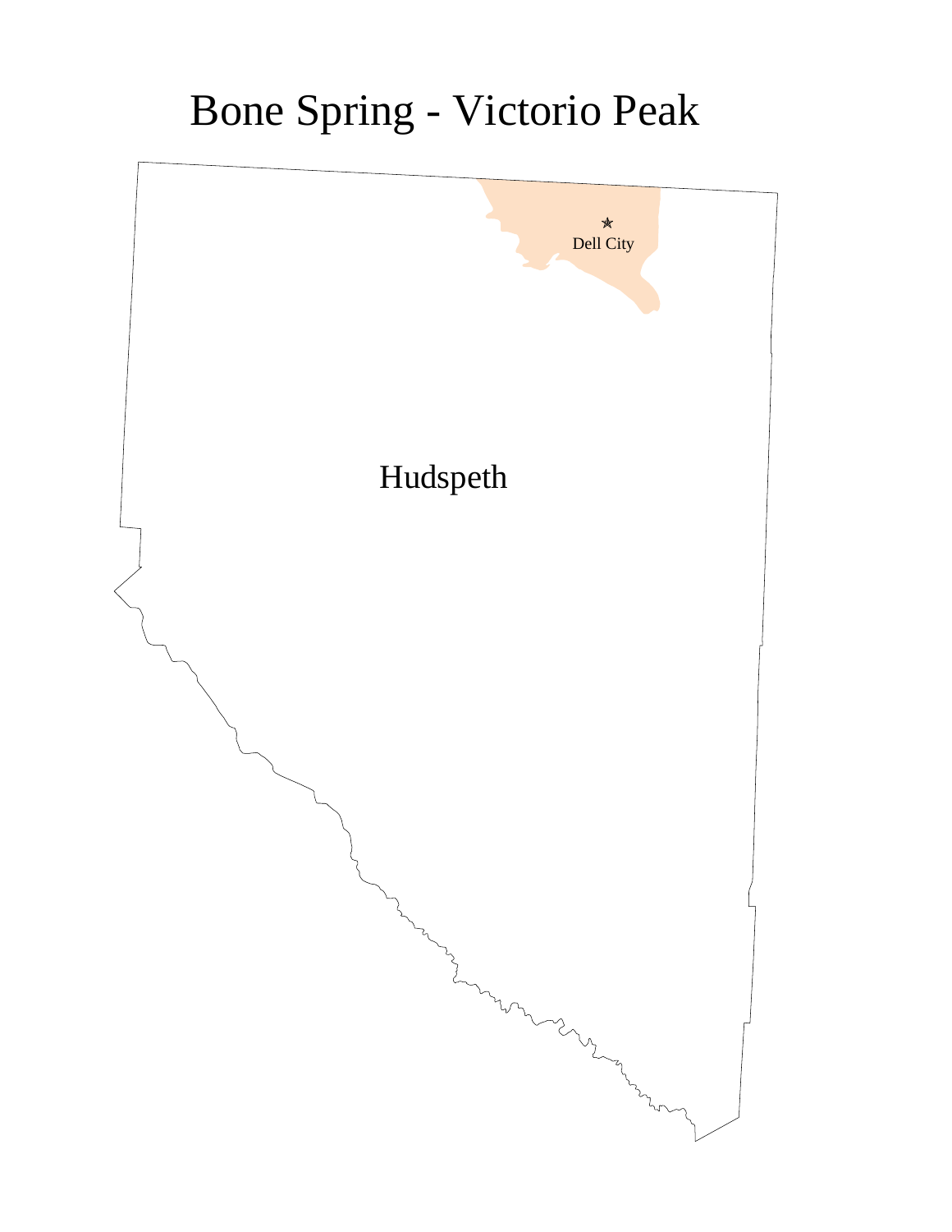# Bone Spring - Victorio Peak

Dell City

Hudspeth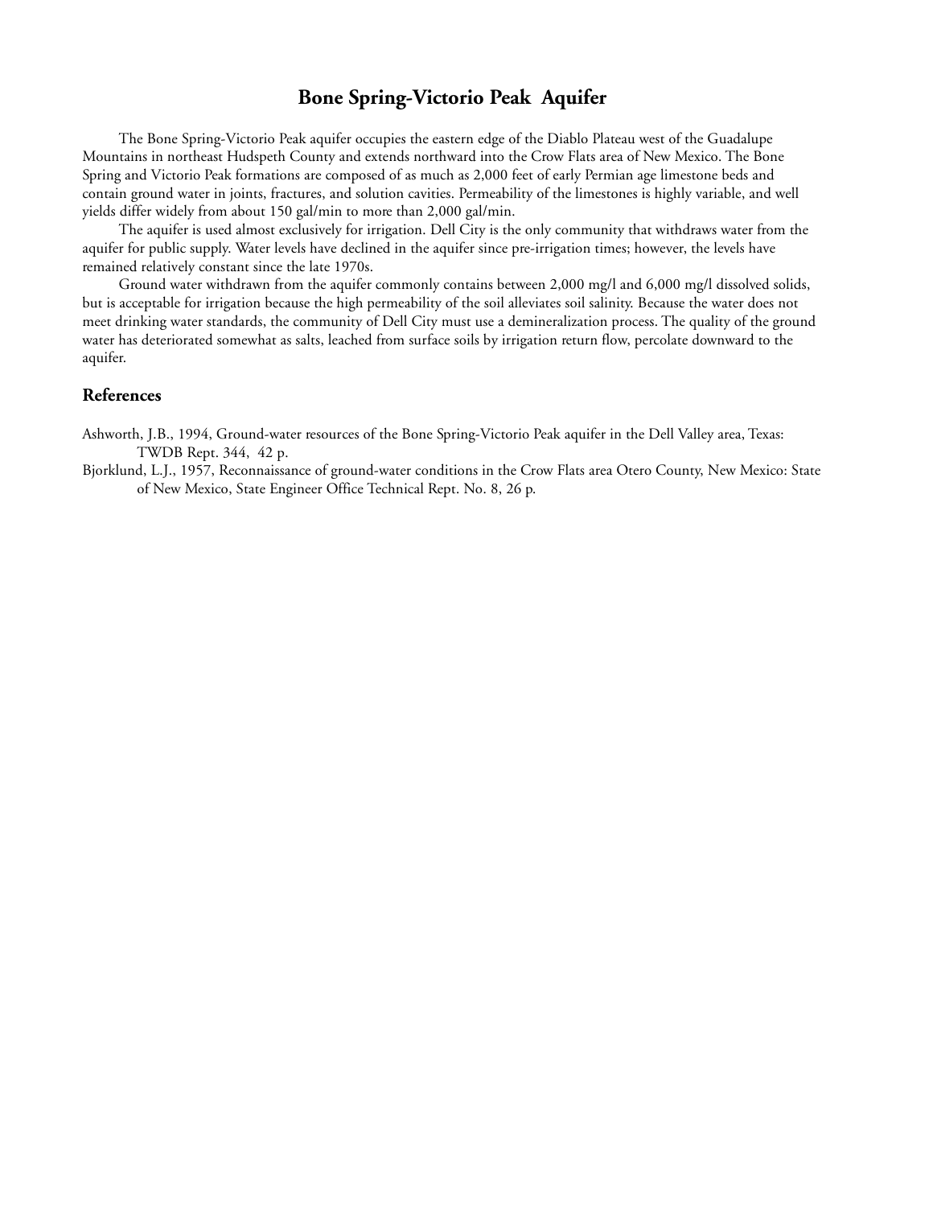# Bone Spring-Victorio Peak Aquifer

The Bone Spring-Victorio Peak aquifer occupies the eastern edge of the Diablo Plateau west of the Guadalupe Mountains in northeast Hudspeth County and extends northward into the Crow Flats area of New Mexico. The Bone Spring and Victorio Peak formations are composed of as much as 2,000 feet of early Permian age limestone beds and contain ground water in joints, fractures, and solution cavities. Permeability of the limestones is highly variable, and well yields differ widely from about 150 gal/min to more than 2,000 gal/min.

The aquifer is used almost exclusively for irrigation. Dell City is the only community that withdraws water from the aquifer for public supply. Water levels have declined in the aquifer since pre-irrigation times; however, the levels have remained relatively constant since the late 1970s.

Ground water withdrawn from the aquifer commonly contains between 2,000 mg/l and 6,000 mg/l dissolved solids, but is acceptable for irrigation because the high permeability of the soil alleviates soil salinity. Because the water does not meet drinking water standards, the community of Dell City must use a demineralization process. The quality of the ground water has deteriorated somewhat as salts, leached from surface soils by irrigation return flow, percolate downward to the aquifer.

## References

Ashworth, J.B., 1994, Ground-water resources of the Bone Spring-Victorio Peak aquifer in the Dell Valley area, Texas: TWDB Rept. 344, 42 p.

Bjorklund, L.J., 1957, Reconnaissance of ground-water conditions in the Crow Flats area Otero County, New Mexico: State of New Mexico, State Engineer Office Technical Rept. No. 8, 26 p.